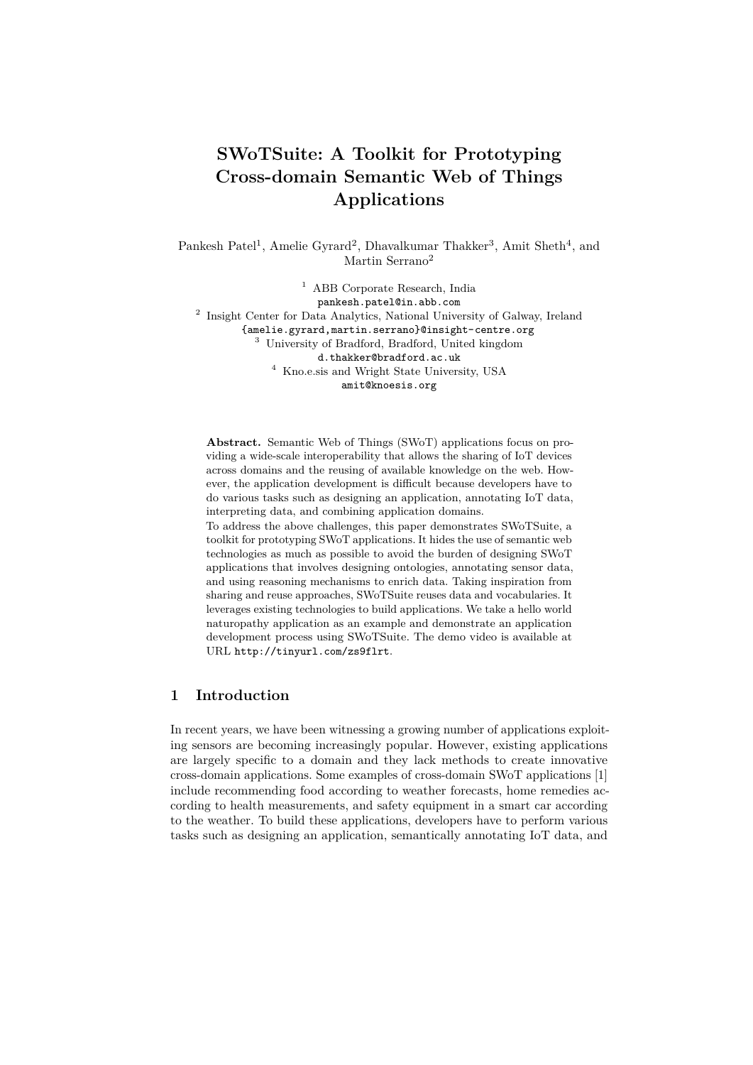// title:
# SWoTSuite: A Toolkit for Prototyping Cross-domain Semantic Web of Things Applications

Pankesh Patel[1], Amelie Gyrard[2], Dhavalkumar Thakker[3], Amit Sheth[4], and Martin Serrano[2]

[1] ABB Corporate Research, India
pankesh.patel@in.abb.com
[2] Insight Center for Data Analytics, National University of Galway, Ireland
{amelie.gyrard,martin.serrano}@insight-centre.org
[3] University of Bradford, Bradford, United kingdom
d.thakker@bradford.ac.uk
[4] Kno.e.sis and Wright State University, USA
amit@knoesis.org

**Abstract.** Semantic Web of Things (SWoT) applications focus on providing a wide-scale interoperability that allows the sharing of IoT devices across domains and the reusing of available knowledge on the web. However, the application development is difficult because developers have to do various tasks such as designing an application, annotating IoT data, interpreting data, and combining application domains.
To address the above challenges, this paper demonstrates SWoTSuite, a toolkit for prototyping SWoT applications. It hides the use of semantic web technologies as much as possible to avoid the burden of designing SWoT applications that involves designing ontologies, annotating sensor data, and using reasoning mechanisms to enrich data. Taking inspiration from sharing and reuse approaches, SWoTSuite reuses data and vocabularies. It leverages existing technologies to build applications. We take a hello world naturopathy application as an example and demonstrate an application development process using SWoTSuite. The demo video is available at URL http://tinyurl.com/zs9flrt.

## 1 Introduction

In recent years, we have been witnessing a growing number of applications exploiting sensors are becoming increasingly popular. However, existing applications are largely specific to a domain and they lack methods to create innovative cross-domain applications. Some examples of cross-domain SWoT applications [1] include recommending food according to weather forecasts, home remedies according to health measurements, and safety equipment in a smart car according to the weather. To build these applications, developers have to perform various tasks such as designing an application, semantically annotating IoT data, and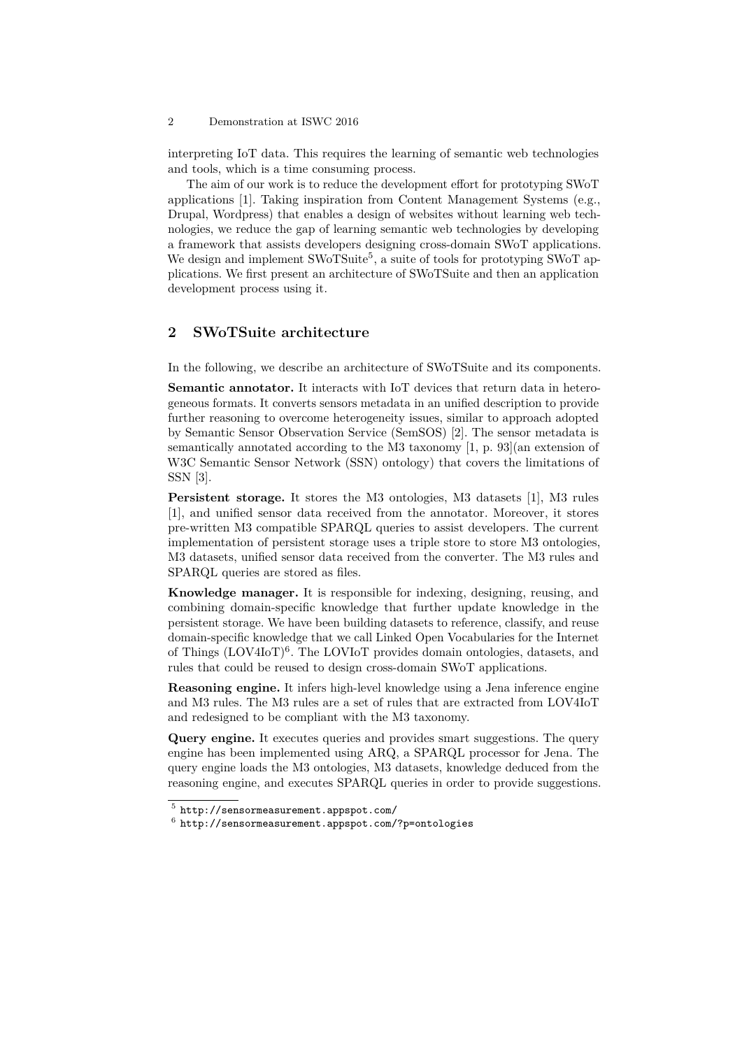interpreting IoT data. This requires the learning of semantic web technologies and tools, which is a time consuming process.

The aim of our work is to reduce the development effort for prototyping SWoT applications [1]. Taking inspiration from Content Management Systems (e.g., Drupal, Wordpress) that enables a design of websites without learning web technologies, we reduce the gap of learning semantic web technologies by developing a framework that assists developers designing cross-domain SWoT applications. We design and implement SWoTSuite[5], a suite of tools for prototyping SWoT applications. We first present an architecture of SWoTSuite and then an application development process using it.

## 2 SWoTSuite architecture

In the following, we describe an architecture of SWoTSuite and its components.

**Semantic annotator.** It interacts with IoT devices that return data in heterogeneous formats. It converts sensors metadata in an unified description to provide further reasoning to overcome heterogeneity issues, similar to approach adopted by Semantic Sensor Observation Service (SemSOS) [2]. The sensor metadata is semantically annotated according to the M3 taxonomy [1, p. 93](an extension of W3C Semantic Sensor Network (SSN) ontology) that covers the limitations of SSN [3].

**Persistent storage.** It stores the M3 ontologies, M3 datasets [1], M3 rules [1], and unified sensor data received from the annotator. Moreover, it stores pre-written M3 compatible SPARQL queries to assist developers. The current implementation of persistent storage uses a triple store to store M3 ontologies, M3 datasets, unified sensor data received from the converter. The M3 rules and SPARQL queries are stored as files.

**Knowledge manager.** It is responsible for indexing, designing, reusing, and combining domain-specific knowledge that further update knowledge in the persistent storage. We have been building datasets to reference, classify, and reuse domain-specific knowledge that we call Linked Open Vocabularies for the Internet of Things (LOV4IoT)[6]. The LOVIoT provides domain ontologies, datasets, and rules that could be reused to design cross-domain SWoT applications.

**Reasoning engine.** It infers high-level knowledge using a Jena inference engine and M3 rules. The M3 rules are a set of rules that are extracted from LOV4IoT and redesigned to be compliant with the M3 taxonomy.

**Query engine.** It executes queries and provides smart suggestions. The query engine has been implemented using ARQ, a SPARQL processor for Jena. The query engine loads the M3 ontologies, M3 datasets, knowledge deduced from the reasoning engine, and executes SPARQL queries in order to provide suggestions.

[5] http://sensormeasurement.appspot.com/

[6] http://sensormeasurement.appspot.com/?p=ontologies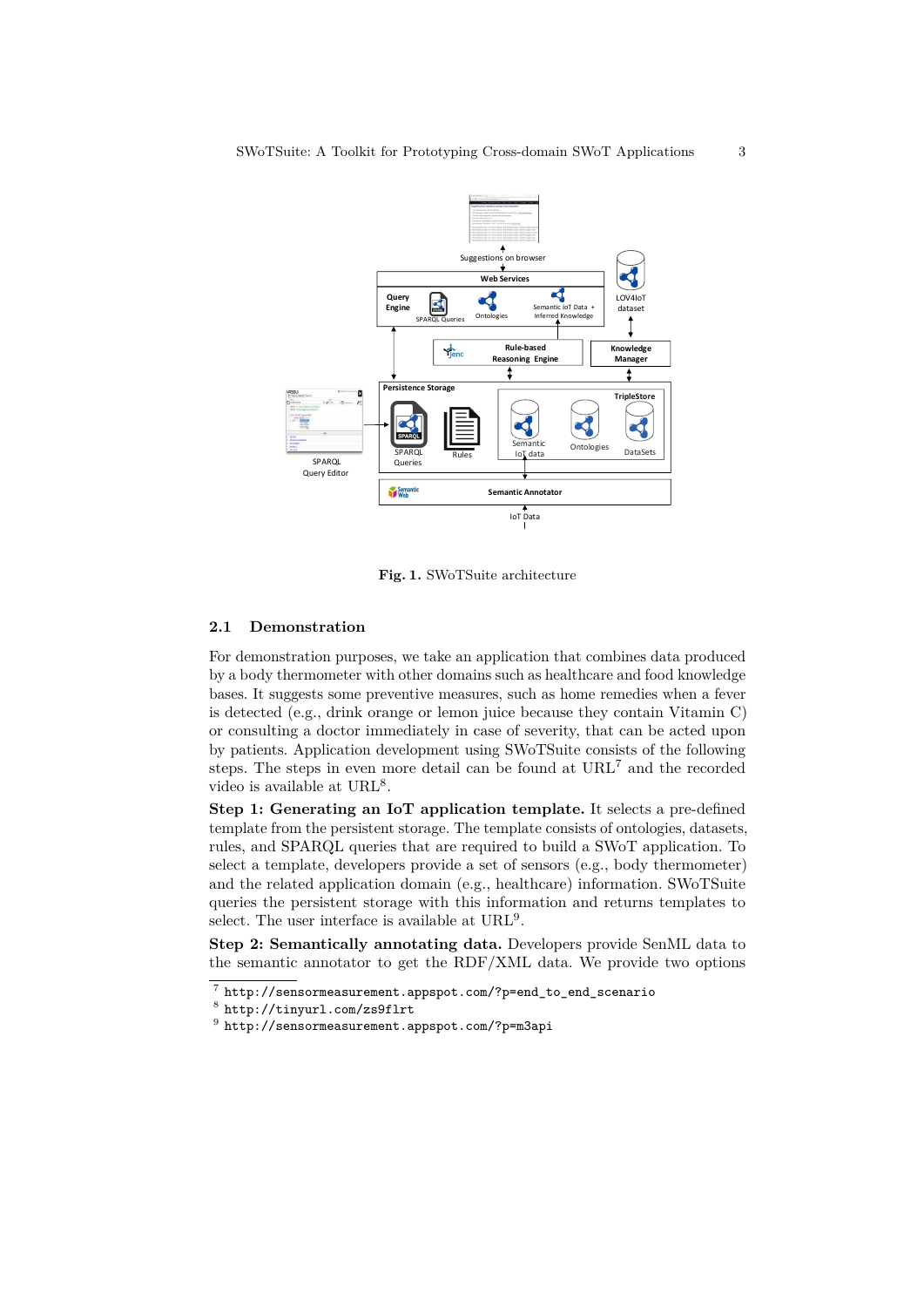Fig. 1. SWoTSuite architecture

### 2.1 Demonstration

For demonstration purposes, we take an application that combines data produced by a body thermometer with other domains such as healthcare and food knowledge bases. It suggests some preventive measures, such as home remedies when a fever is detected (e.g., drink orange or lemon juice because they contain Vitamin C) or consulting a doctor immediately in case of severity, that can be acted upon by patients. Application development using SWoTSuite consists of the following steps. The steps in even more detail can be found at URL[7] and the recorded video is available at URL[8].

**Step 1: Generating an IoT application template.** It selects a pre-defined template from the persistent storage. The template consists of ontologies, datasets, rules, and SPARQL queries that are required to build a SWoT application. To select a template, developers provide a set of sensors (e.g., body thermometer) and the related application domain (e.g., healthcare) information. SWoTSuite queries the persistent storage with this information and returns templates to select. The user interface is available at URL[9].

**Step 2: Semantically annotating data.** Developers provide SenML data to the semantic annotator to get the RDF/XML data. We provide two options

[7] http://sensormeasurement.appspot.com/?p=end_to_end_scenario

[8] http://tinyurl.com/zs9flrt

[9] http://sensormeasurement.appspot.com/?p=m3api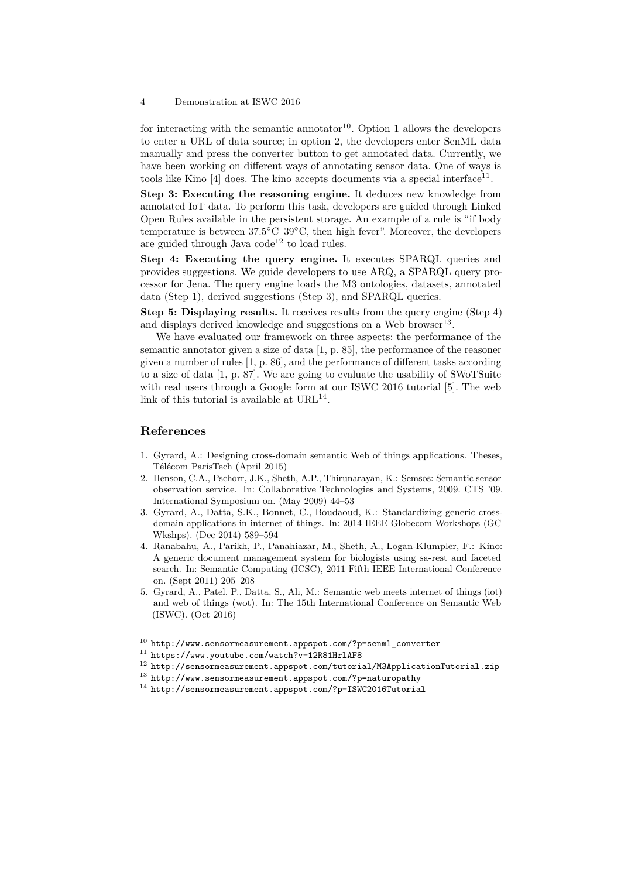for interacting with the semantic annotator[10]. Option 1 allows the developers to enter a URL of data source; in option 2, the developers enter SenML data manually and press the converter button to get annotated data. Currently, we have been working on different ways of annotating sensor data. One of ways is tools like Kino [4] does. The kino accepts documents via a special interface[11].

**Step 3: Executing the reasoning engine.** It deduces new knowledge from annotated IoT data. To perform this task, developers are guided through Linked Open Rules available in the persistent storage. An example of a rule is "if body temperature is between 37.5°C–39°C, then high fever". Moreover, the developers are guided through Java code[12] to load rules.

**Step 4: Executing the query engine.** It executes SPARQL queries and provides suggestions. We guide developers to use ARQ, a SPARQL query processor for Jena. The query engine loads the M3 ontologies, datasets, annotated data (Step 1), derived suggestions (Step 3), and SPARQL queries.

**Step 5: Displaying results.** It receives results from the query engine (Step 4) and displays derived knowledge and suggestions on a Web browser[13].

We have evaluated our framework on three aspects: the performance of the semantic annotator given a size of data [1, p. 85], the performance of the reasoner given a number of rules [1, p. 86], and the performance of different tasks according to a size of data [1, p. 87]. We are going to evaluate the usability of SWoTSuite with real users through a Google form at our ISWC 2016 tutorial [5]. The web link of this tutorial is available at URL[14].

## References

1. Gyrard, A.: Designing cross-domain semantic Web of things applications. Theses, Télécom ParisTech (April 2015)
2. Henson, C.A., Pschorr, J.K., Sheth, A.P., Thirunarayan, K.: Semsos: Semantic sensor observation service. In: Collaborative Technologies and Systems, 2009. CTS '09. International Symposium on. (May 2009) 44–53
3. Gyrard, A., Datta, S.K., Bonnet, C., Boudaoud, K.: Standardizing generic cross-domain applications in internet of things. In: 2014 IEEE Globecom Workshops (GC Wkshps). (Dec 2014) 589–594
4. Ranabahu, A., Parikh, P., Panahiazar, M., Sheth, A., Logan-Klumpler, F.: Kino: A generic document management system for biologists using sa-rest and faceted search. In: Semantic Computing (ICSC), 2011 Fifth IEEE International Conference on. (Sept 2011) 205–208
5. Gyrard, A., Patel, P., Datta, S., Ali, M.: Semantic web meets internet of things (iot) and web of things (wot). In: The 15th International Conference on Semantic Web (ISWC). (Oct 2016)

---

[10] http://www.sensormeasurement.appspot.com/?p=senml_converter

[11] https://www.youtube.com/watch?v=12R81HrlAF8

[12] http://sensormeasurement.appspot.com/tutorial/M3ApplicationTutorial.zip

[13] http://www.sensormeasurement.appspot.com/?p=naturopathy

[14] http://sensormeasurement.appspot.com/?p=ISWC2016Tutorial